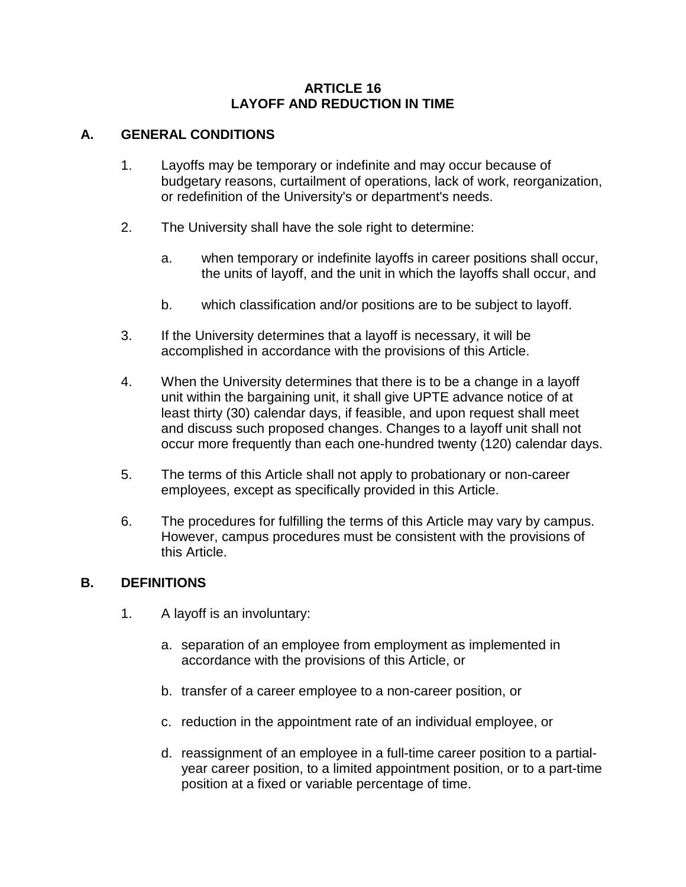# ARTICLE 16
# LAYOFF AND REDUCTION IN TIME

## A. GENERAL CONDITIONS

1. Layoffs may be temporary or indefinite and may occur because of budgetary reasons, curtailment of operations, lack of work, reorganization, or redefinition of the University's or department's needs.

2. The University shall have the sole right to determine:

   a. when temporary or indefinite layoffs in career positions shall occur, the units of layoff, and the unit in which the layoffs shall occur, and

   b. which classification and/or positions are to be subject to layoff.

3. If the University determines that a layoff is necessary, it will be accomplished in accordance with the provisions of this Article.

4. When the University determines that there is to be a change in a layoff unit within the bargaining unit, it shall give UPTE advance notice of at least thirty (30) calendar days, if feasible, and upon request shall meet and discuss such proposed changes. Changes to a layoff unit shall not occur more frequently than each one-hundred twenty (120) calendar days.

5. The terms of this Article shall not apply to probationary or non-career employees, except as specifically provided in this Article.

6. The procedures for fulfilling the terms of this Article may vary by campus. However, campus procedures must be consistent with the provisions of this Article.

## B. DEFINITIONS

1. A layoff is an involuntary:

   a. separation of an employee from employment as implemented in accordance with the provisions of this Article, or

   b. transfer of a career employee to a non-career position, or

   c. reduction in the appointment rate of an individual employee, or

   d. reassignment of an employee in a full-time career position to a partial-year career position, to a limited appointment position, or to a part-time position at a fixed or variable percentage of time.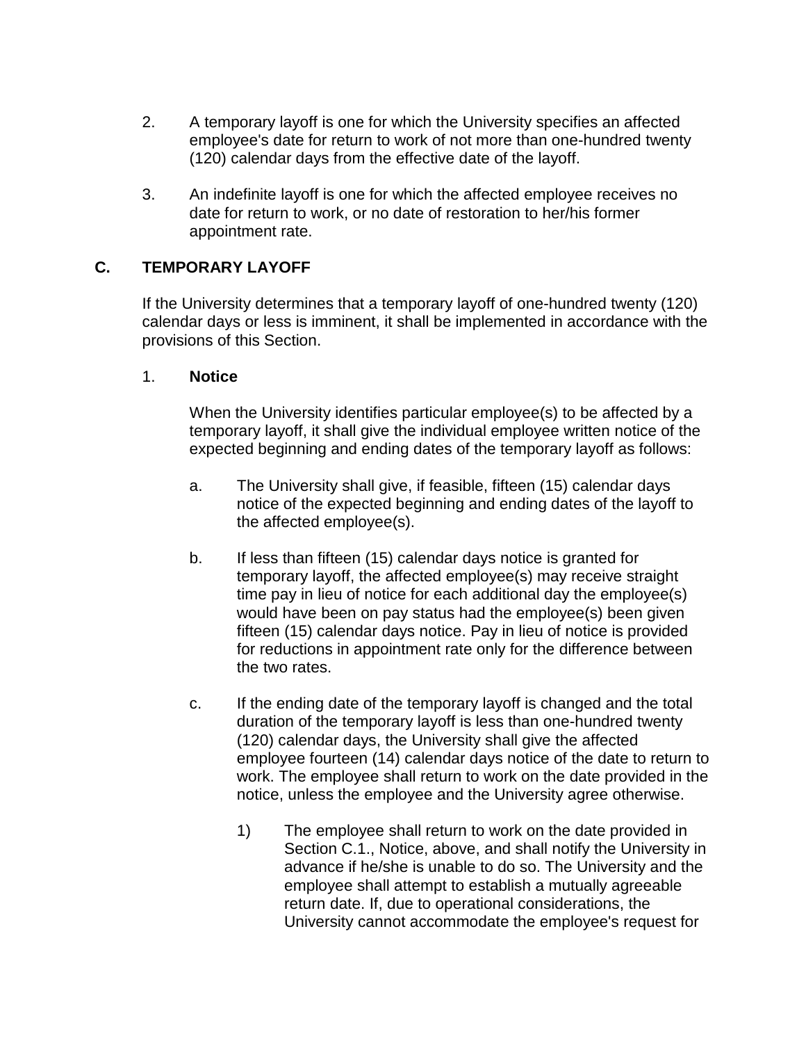2. A temporary layoff is one for which the University specifies an affected employee's date for return to work of not more than one-hundred twenty (120) calendar days from the effective date of the layoff.

3. An indefinite layoff is one for which the affected employee receives no date for return to work, or no date of restoration to her/his former appointment rate.

## C. TEMPORARY LAYOFF

If the University determines that a temporary layoff of one-hundred twenty (120) calendar days or less is imminent, it shall be implemented in accordance with the provisions of this Section.

1. **Notice**

   When the University identifies particular employee(s) to be affected by a temporary layoff, it shall give the individual employee written notice of the expected beginning and ending dates of the temporary layoff as follows:

   a. The University shall give, if feasible, fifteen (15) calendar days notice of the expected beginning and ending dates of the layoff to the affected employee(s).

   b. If less than fifteen (15) calendar days notice is granted for temporary layoff, the affected employee(s) may receive straight time pay in lieu of notice for each additional day the employee(s) would have been on pay status had the employee(s) been given fifteen (15) calendar days notice. Pay in lieu of notice is provided for reductions in appointment rate only for the difference between the two rates.

   c. If the ending date of the temporary layoff is changed and the total duration of the temporary layoff is less than one-hundred twenty (120) calendar days, the University shall give the affected employee fourteen (14) calendar days notice of the date to return to work. The employee shall return to work on the date provided in the notice, unless the employee and the University agree otherwise.

      1) The employee shall return to work on the date provided in Section C.1., Notice, above, and shall notify the University in advance if he/she is unable to do so. The University and the employee shall attempt to establish a mutually agreeable return date. If, due to operational considerations, the University cannot accommodate the employee's request for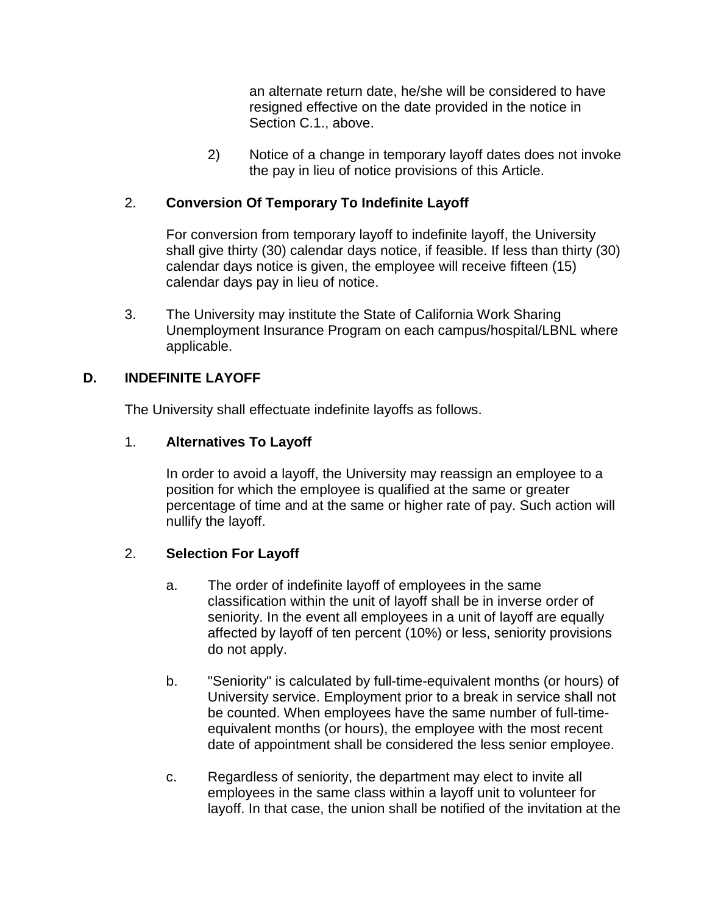an alternate return date, he/she will be considered to have resigned effective on the date provided in the notice in Section C.1., above.

2) Notice of a change in temporary layoff dates does not invoke the pay in lieu of notice provisions of this Article.

2. **Conversion Of Temporary To Indefinite Layoff**

For conversion from temporary layoff to indefinite layoff, the University shall give thirty (30) calendar days notice, if feasible. If less than thirty (30) calendar days notice is given, the employee will receive fifteen (15) calendar days pay in lieu of notice.

3. The University may institute the State of California Work Sharing Unemployment Insurance Program on each campus/hospital/LBNL where applicable.

## D. INDEFINITE LAYOFF

The University shall effectuate indefinite layoffs as follows.

1. **Alternatives To Layoff**

In order to avoid a layoff, the University may reassign an employee to a position for which the employee is qualified at the same or greater percentage of time and at the same or higher rate of pay. Such action will nullify the layoff.

2. **Selection For Layoff**

a. The order of indefinite layoff of employees in the same classification within the unit of layoff shall be in inverse order of seniority. In the event all employees in a unit of layoff are equally affected by layoff of ten percent (10%) or less, seniority provisions do not apply.

b. "Seniority" is calculated by full-time-equivalent months (or hours) of University service. Employment prior to a break in service shall not be counted. When employees have the same number of full-time-equivalent months (or hours), the employee with the most recent date of appointment shall be considered the less senior employee.

c. Regardless of seniority, the department may elect to invite all employees in the same class within a layoff unit to volunteer for layoff. In that case, the union shall be notified of the invitation at the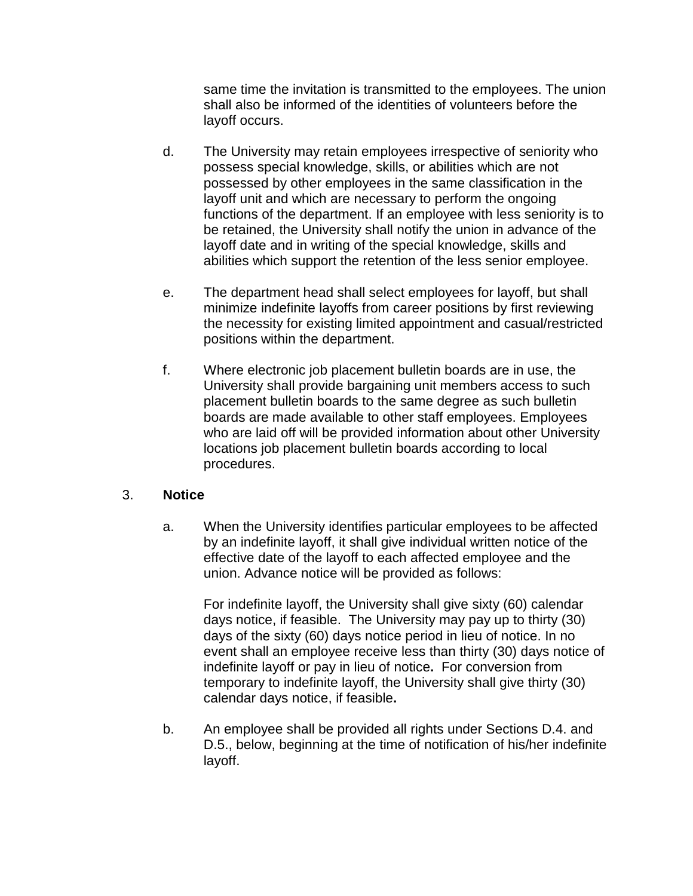same time the invitation is transmitted to the employees. The union shall also be informed of the identities of volunteers before the layoff occurs.

d. The University may retain employees irrespective of seniority who possess special knowledge, skills, or abilities which are not possessed by other employees in the same classification in the layoff unit and which are necessary to perform the ongoing functions of the department. If an employee with less seniority is to be retained, the University shall notify the union in advance of the layoff date and in writing of the special knowledge, skills and abilities which support the retention of the less senior employee.

e. The department head shall select employees for layoff, but shall minimize indefinite layoffs from career positions by first reviewing the necessity for existing limited appointment and casual/restricted positions within the department.

f. Where electronic job placement bulletin boards are in use, the University shall provide bargaining unit members access to such placement bulletin boards to the same degree as such bulletin boards are made available to other staff employees. Employees who are laid off will be provided information about other University locations job placement bulletin boards according to local procedures.

3. **Notice**

a. When the University identifies particular employees to be affected by an indefinite layoff, it shall give individual written notice of the effective date of the layoff to each affected employee and the union. Advance notice will be provided as follows:

For indefinite layoff, the University shall give sixty (60) calendar days notice, if feasible. The University may pay up to thirty (30) days of the sixty (60) days notice period in lieu of notice. In no event shall an employee receive less than thirty (30) days notice of indefinite layoff or pay in lieu of notice**.** For conversion from temporary to indefinite layoff, the University shall give thirty (30) calendar days notice, if feasible**.**

b. An employee shall be provided all rights under Sections D.4. and D.5., below, beginning at the time of notification of his/her indefinite layoff.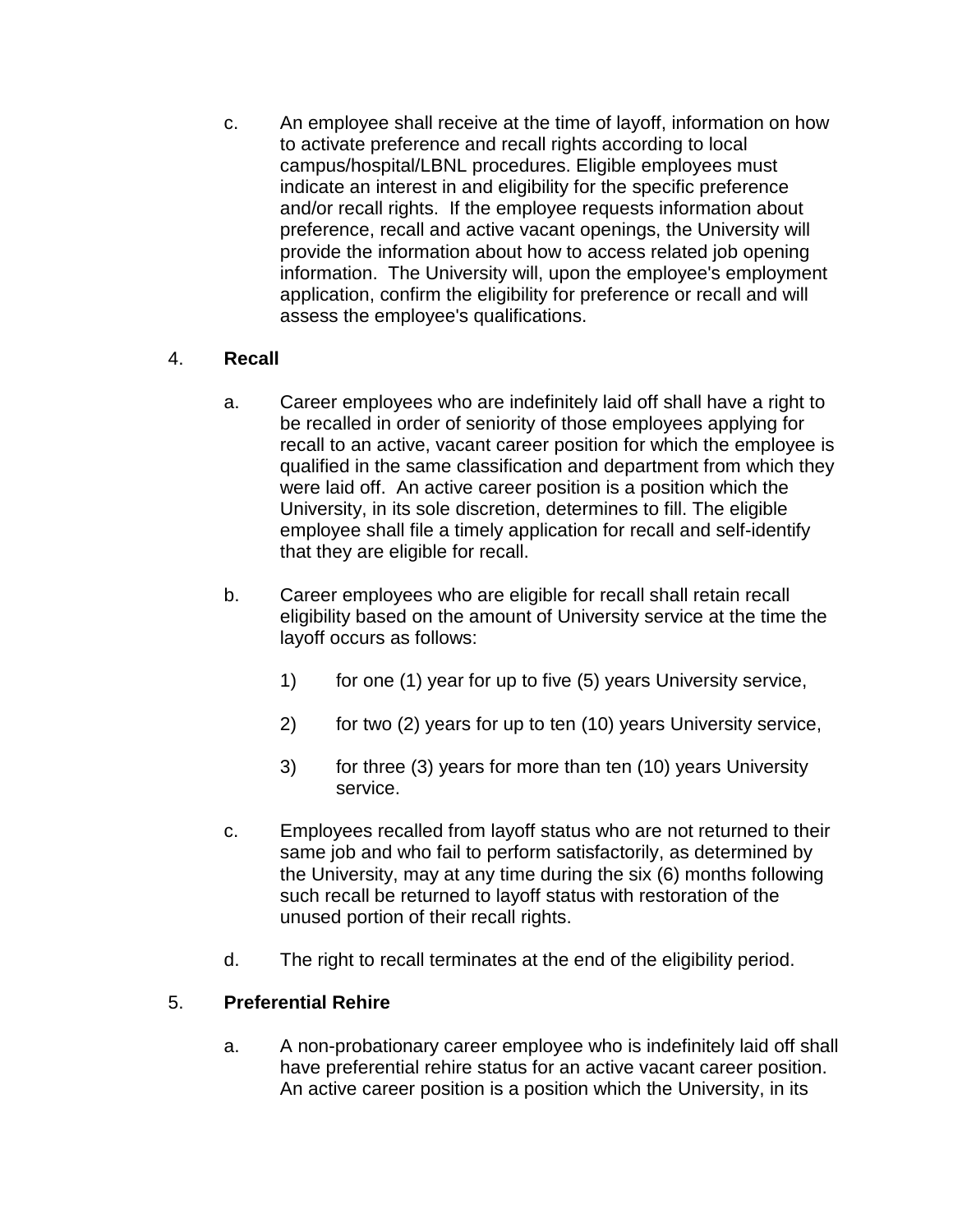c. An employee shall receive at the time of layoff, information on how to activate preference and recall rights according to local campus/hospital/LBNL procedures. Eligible employees must indicate an interest in and eligibility for the specific preference and/or recall rights. If the employee requests information about preference, recall and active vacant openings, the University will provide the information about how to access related job opening information. The University will, upon the employee's employment application, confirm the eligibility for preference or recall and will assess the employee's qualifications.

4. **Recall**

   a. Career employees who are indefinitely laid off shall have a right to be recalled in order of seniority of those employees applying for recall to an active, vacant career position for which the employee is qualified in the same classification and department from which they were laid off. An active career position is a position which the University, in its sole discretion, determines to fill. The eligible employee shall file a timely application for recall and self-identify that they are eligible for recall.

   b. Career employees who are eligible for recall shall retain recall eligibility based on the amount of University service at the time the layoff occurs as follows:

      1) for one (1) year for up to five (5) years University service,

      2) for two (2) years for up to ten (10) years University service,

      3) for three (3) years for more than ten (10) years University service.

   c. Employees recalled from layoff status who are not returned to their same job and who fail to perform satisfactorily, as determined by the University, may at any time during the six (6) months following such recall be returned to layoff status with restoration of the unused portion of their recall rights.

   d. The right to recall terminates at the end of the eligibility period.

5. **Preferential Rehire**

   a. A non-probationary career employee who is indefinitely laid off shall have preferential rehire status for an active vacant career position. An active career position is a position which the University, in its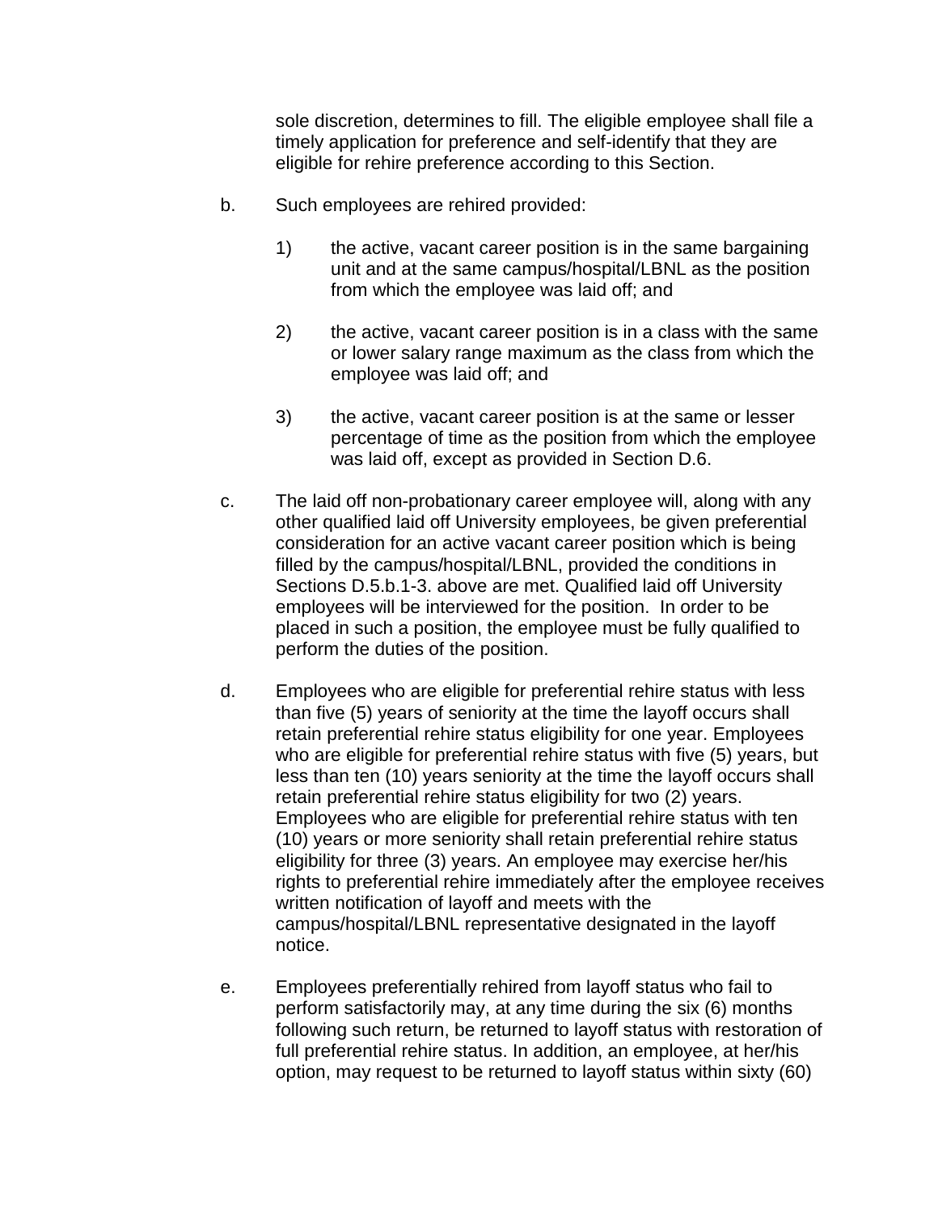sole discretion, determines to fill. The eligible employee shall file a timely application for preference and self-identify that they are eligible for rehire preference according to this Section.

b. Such employees are rehired provided:

   1) the active, vacant career position is in the same bargaining unit and at the same campus/hospital/LBNL as the position from which the employee was laid off; and

   2) the active, vacant career position is in a class with the same or lower salary range maximum as the class from which the employee was laid off; and

   3) the active, vacant career position is at the same or lesser percentage of time as the position from which the employee was laid off, except as provided in Section D.6.

c. The laid off non-probationary career employee will, along with any other qualified laid off University employees, be given preferential consideration for an active vacant career position which is being filled by the campus/hospital/LBNL, provided the conditions in Sections D.5.b.1-3. above are met. Qualified laid off University employees will be interviewed for the position. In order to be placed in such a position, the employee must be fully qualified to perform the duties of the position.

d. Employees who are eligible for preferential rehire status with less than five (5) years of seniority at the time the layoff occurs shall retain preferential rehire status eligibility for one year. Employees who are eligible for preferential rehire status with five (5) years, but less than ten (10) years seniority at the time the layoff occurs shall retain preferential rehire status eligibility for two (2) years. Employees who are eligible for preferential rehire status with ten (10) years or more seniority shall retain preferential rehire status eligibility for three (3) years. An employee may exercise her/his rights to preferential rehire immediately after the employee receives written notification of layoff and meets with the campus/hospital/LBNL representative designated in the layoff notice.

e. Employees preferentially rehired from layoff status who fail to perform satisfactorily may, at any time during the six (6) months following such return, be returned to layoff status with restoration of full preferential rehire status. In addition, an employee, at her/his option, may request to be returned to layoff status within sixty (60)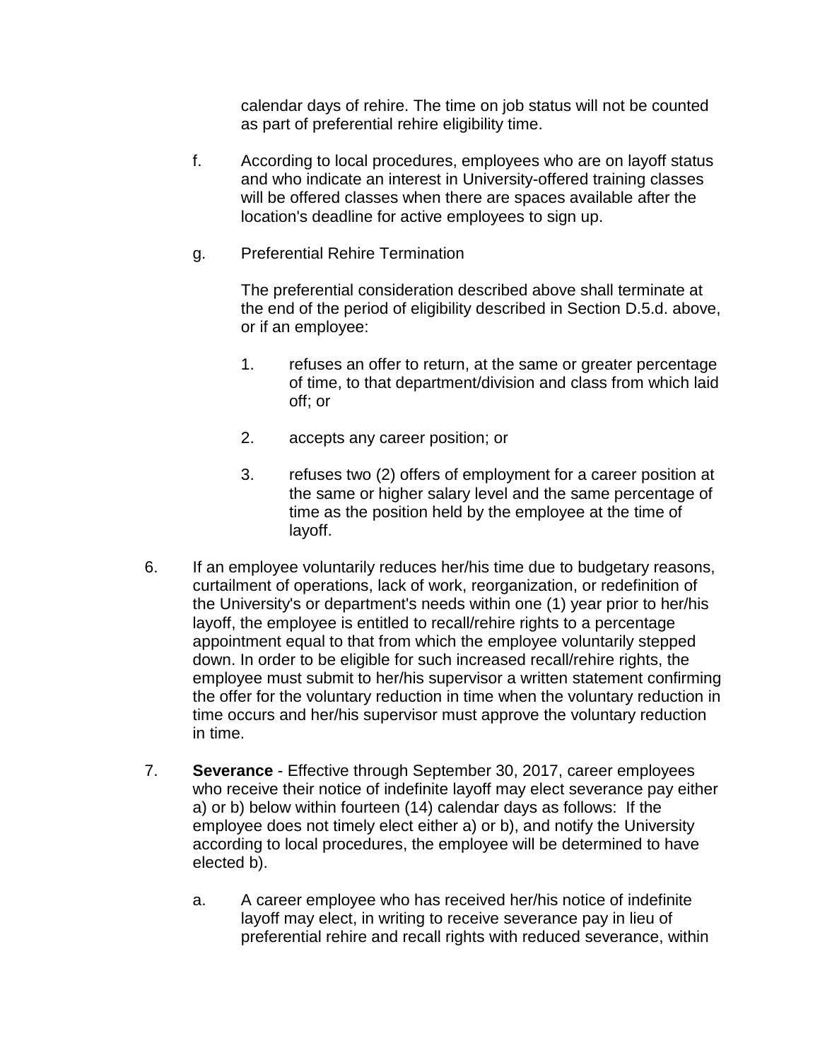calendar days of rehire. The time on job status will not be counted as part of preferential rehire eligibility time.

f. According to local procedures, employees who are on layoff status and who indicate an interest in University-offered training classes will be offered classes when there are spaces available after the location's deadline for active employees to sign up.

g. Preferential Rehire Termination

   The preferential consideration described above shall terminate at the end of the period of eligibility described in Section D.5.d. above, or if an employee:

   1. refuses an offer to return, at the same or greater percentage of time, to that department/division and class from which laid off; or

   2. accepts any career position; or

   3. refuses two (2) offers of employment for a career position at the same or higher salary level and the same percentage of time as the position held by the employee at the time of layoff.

6. If an employee voluntarily reduces her/his time due to budgetary reasons, curtailment of operations, lack of work, reorganization, or redefinition of the University's or department's needs within one (1) year prior to her/his layoff, the employee is entitled to recall/rehire rights to a percentage appointment equal to that from which the employee voluntarily stepped down. In order to be eligible for such increased recall/rehire rights, the employee must submit to her/his supervisor a written statement confirming the offer for the voluntary reduction in time when the voluntary reduction in time occurs and her/his supervisor must approve the voluntary reduction in time.

7. **Severance** - Effective through September 30, 2017, career employees who receive their notice of indefinite layoff may elect severance pay either a) or b) below within fourteen (14) calendar days as follows: If the employee does not timely elect either a) or b), and notify the University according to local procedures, the employee will be determined to have elected b).

   a. A career employee who has received her/his notice of indefinite layoff may elect, in writing to receive severance pay in lieu of preferential rehire and recall rights with reduced severance, within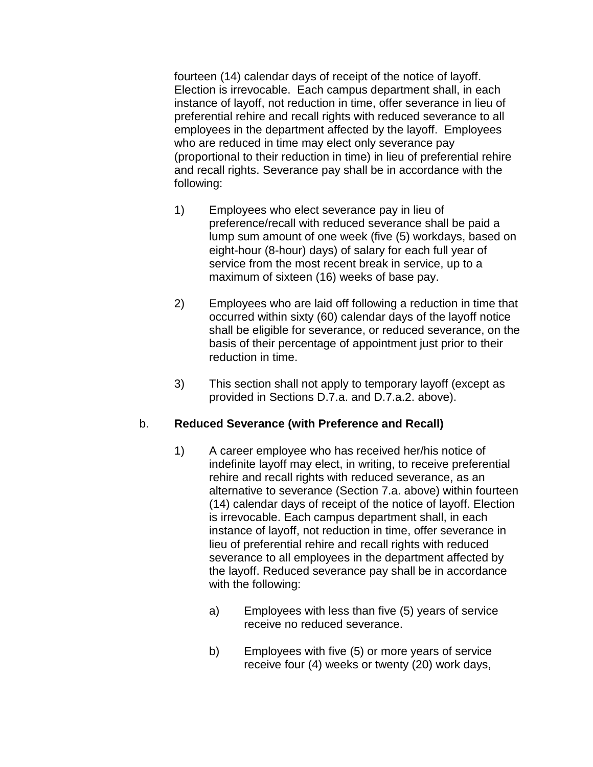fourteen (14) calendar days of receipt of the notice of layoff. Election is irrevocable. Each campus department shall, in each instance of layoff, not reduction in time, offer severance in lieu of preferential rehire and recall rights with reduced severance to all employees in the department affected by the layoff. Employees who are reduced in time may elect only severance pay (proportional to their reduction in time) in lieu of preferential rehire and recall rights. Severance pay shall be in accordance with the following:

1) Employees who elect severance pay in lieu of preference/recall with reduced severance shall be paid a lump sum amount of one week (five (5) workdays, based on eight-hour (8-hour) days) of salary for each full year of service from the most recent break in service, up to a maximum of sixteen (16) weeks of base pay.

2) Employees who are laid off following a reduction in time that occurred within sixty (60) calendar days of the layoff notice shall be eligible for severance, or reduced severance, on the basis of their percentage of appointment just prior to their reduction in time.

3) This section shall not apply to temporary layoff (except as provided in Sections D.7.a. and D.7.a.2. above).

b. **Reduced Severance (with Preference and Recall)**

1) A career employee who has received her/his notice of indefinite layoff may elect, in writing, to receive preferential rehire and recall rights with reduced severance, as an alternative to severance (Section 7.a. above) within fourteen (14) calendar days of receipt of the notice of layoff. Election is irrevocable. Each campus department shall, in each instance of layoff, not reduction in time, offer severance in lieu of preferential rehire and recall rights with reduced severance to all employees in the department affected by the layoff. Reduced severance pay shall be in accordance with the following:

   a) Employees with less than five (5) years of service receive no reduced severance.

   b) Employees with five (5) or more years of service receive four (4) weeks or twenty (20) work days,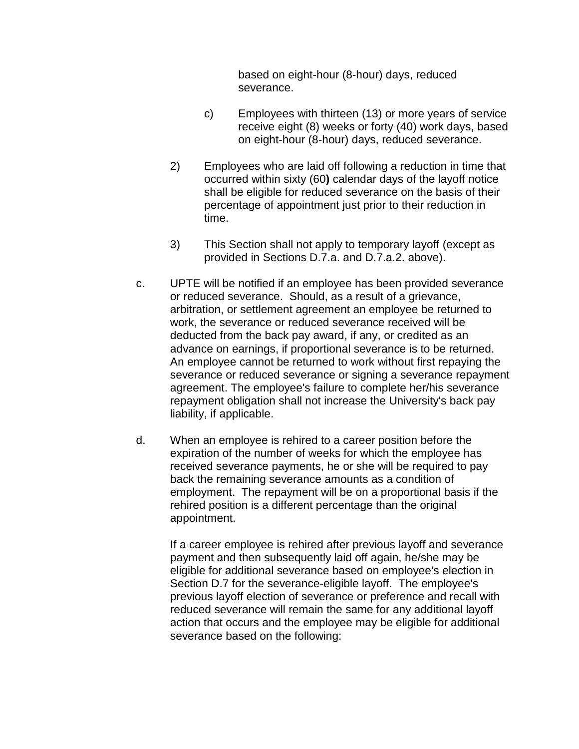based on eight-hour (8-hour) days, reduced severance.

c) Employees with thirteen (13) or more years of service receive eight (8) weeks or forty (40) work days, based on eight-hour (8-hour) days, reduced severance.

2) Employees who are laid off following a reduction in time that occurred within sixty (60**)** calendar days of the layoff notice shall be eligible for reduced severance on the basis of their percentage of appointment just prior to their reduction in time.

3) This Section shall not apply to temporary layoff (except as provided in Sections D.7.a. and D.7.a.2. above).

c. UPTE will be notified if an employee has been provided severance or reduced severance. Should, as a result of a grievance, arbitration, or settlement agreement an employee be returned to work, the severance or reduced severance received will be deducted from the back pay award, if any, or credited as an advance on earnings, if proportional severance is to be returned. An employee cannot be returned to work without first repaying the severance or reduced severance or signing a severance repayment agreement. The employee's failure to complete her/his severance repayment obligation shall not increase the University's back pay liability, if applicable.

d. When an employee is rehired to a career position before the expiration of the number of weeks for which the employee has received severance payments, he or she will be required to pay back the remaining severance amounts as a condition of employment. The repayment will be on a proportional basis if the rehired position is a different percentage than the original appointment.

If a career employee is rehired after previous layoff and severance payment and then subsequently laid off again, he/she may be eligible for additional severance based on employee's election in Section D.7 for the severance-eligible layoff. The employee's previous layoff election of severance or preference and recall with reduced severance will remain the same for any additional layoff action that occurs and the employee may be eligible for additional severance based on the following: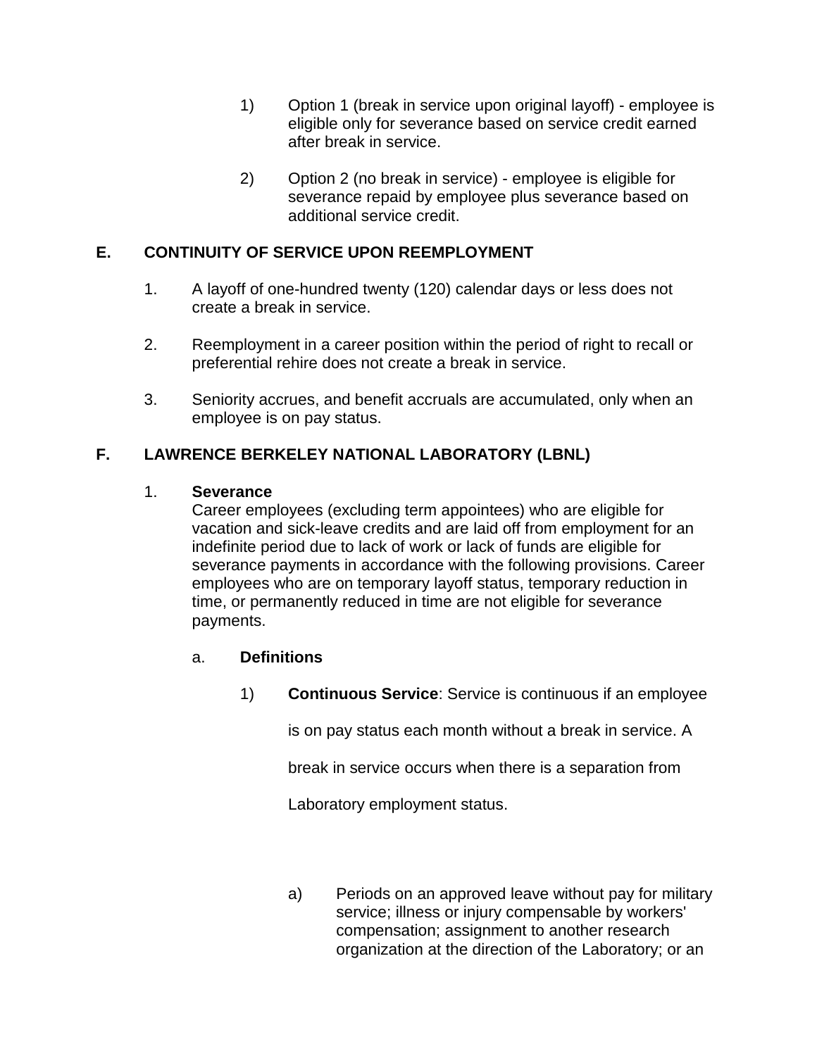1) Option 1 (break in service upon original layoff) - employee is eligible only for severance based on service credit earned after break in service.

2) Option 2 (no break in service) - employee is eligible for severance repaid by employee plus severance based on additional service credit.

## E. CONTINUITY OF SERVICE UPON REEMPLOYMENT

1. A layoff of one-hundred twenty (120) calendar days or less does not create a break in service.

2. Reemployment in a career position within the period of right to recall or preferential rehire does not create a break in service.

3. Seniority accrues, and benefit accruals are accumulated, only when an employee is on pay status.

## F. LAWRENCE BERKELEY NATIONAL LABORATORY (LBNL)

1. **Severance**
Career employees (excluding term appointees) who are eligible for vacation and sick-leave credits and are laid off from employment for an indefinite period due to lack of work or lack of funds are eligible for severance payments in accordance with the following provisions. Career employees who are on temporary layoff status, temporary reduction in time, or permanently reduced in time are not eligible for severance payments.

   a. **Definitions**

      1) **Continuous Service**: Service is continuous if an employee is on pay status each month without a break in service. A break in service occurs when there is a separation from Laboratory employment status.

         a) Periods on an approved leave without pay for military service; illness or injury compensable by workers' compensation; assignment to another research organization at the direction of the Laboratory; or an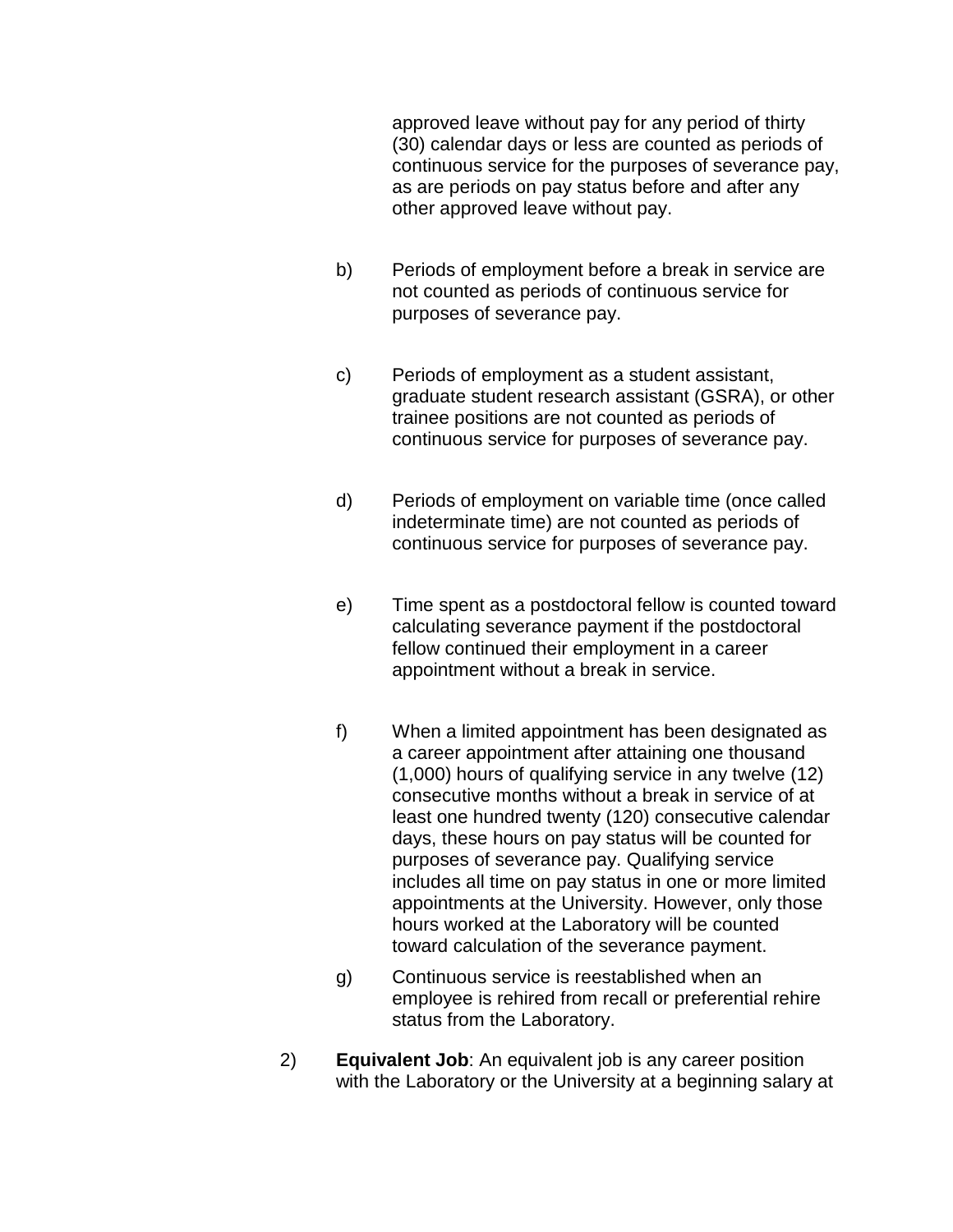approved leave without pay for any period of thirty (30) calendar days or less are counted as periods of continuous service for the purposes of severance pay, as are periods on pay status before and after any other approved leave without pay.

b) Periods of employment before a break in service are not counted as periods of continuous service for purposes of severance pay.

c) Periods of employment as a student assistant, graduate student research assistant (GSRA), or other trainee positions are not counted as periods of continuous service for purposes of severance pay.

d) Periods of employment on variable time (once called indeterminate time) are not counted as periods of continuous service for purposes of severance pay.

e) Time spent as a postdoctoral fellow is counted toward calculating severance payment if the postdoctoral fellow continued their employment in a career appointment without a break in service.

f) When a limited appointment has been designated as a career appointment after attaining one thousand (1,000) hours of qualifying service in any twelve (12) consecutive months without a break in service of at least one hundred twenty (120) consecutive calendar days, these hours on pay status will be counted for purposes of severance pay. Qualifying service includes all time on pay status in one or more limited appointments at the University. However, only those hours worked at the Laboratory will be counted toward calculation of the severance payment.

g) Continuous service is reestablished when an employee is rehired from recall or preferential rehire status from the Laboratory.

2) **Equivalent Job**: An equivalent job is any career position with the Laboratory or the University at a beginning salary at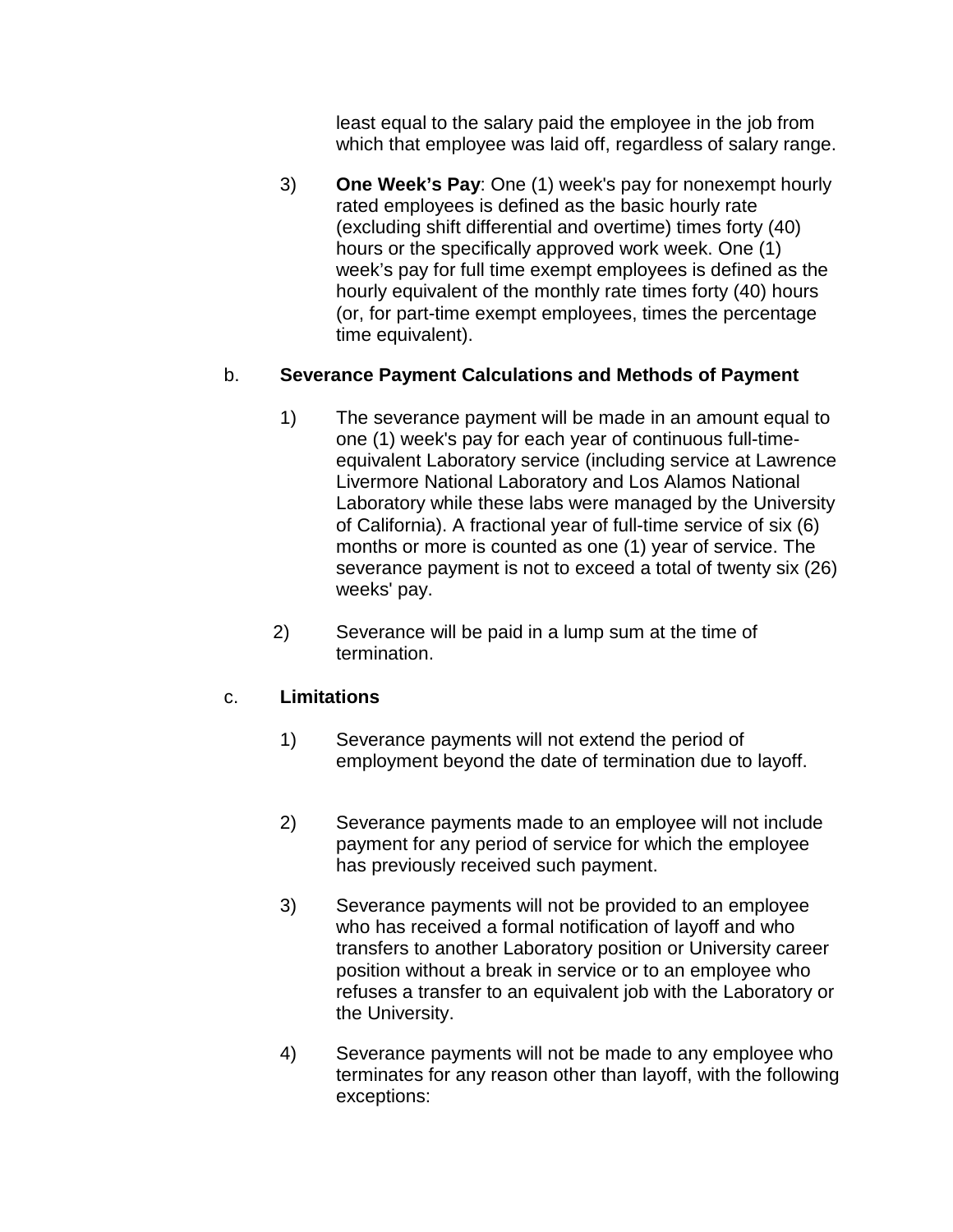least equal to the salary paid the employee in the job from which that employee was laid off, regardless of salary range.

3) **One Week's Pay**: One (1) week's pay for nonexempt hourly rated employees is defined as the basic hourly rate (excluding shift differential and overtime) times forty (40) hours or the specifically approved work week. One (1) week's pay for full time exempt employees is defined as the hourly equivalent of the monthly rate times forty (40) hours (or, for part-time exempt employees, times the percentage time equivalent).

b. **Severance Payment Calculations and Methods of Payment**

1) The severance payment will be made in an amount equal to one (1) week's pay for each year of continuous full-time-equivalent Laboratory service (including service at Lawrence Livermore National Laboratory and Los Alamos National Laboratory while these labs were managed by the University of California). A fractional year of full-time service of six (6) months or more is counted as one (1) year of service. The severance payment is not to exceed a total of twenty six (26) weeks' pay.

2) Severance will be paid in a lump sum at the time of termination.

c. **Limitations**

1) Severance payments will not extend the period of employment beyond the date of termination due to layoff.

2) Severance payments made to an employee will not include payment for any period of service for which the employee has previously received such payment.

3) Severance payments will not be provided to an employee who has received a formal notification of layoff and who transfers to another Laboratory position or University career position without a break in service or to an employee who refuses a transfer to an equivalent job with the Laboratory or the University.

4) Severance payments will not be made to any employee who terminates for any reason other than layoff, with the following exceptions: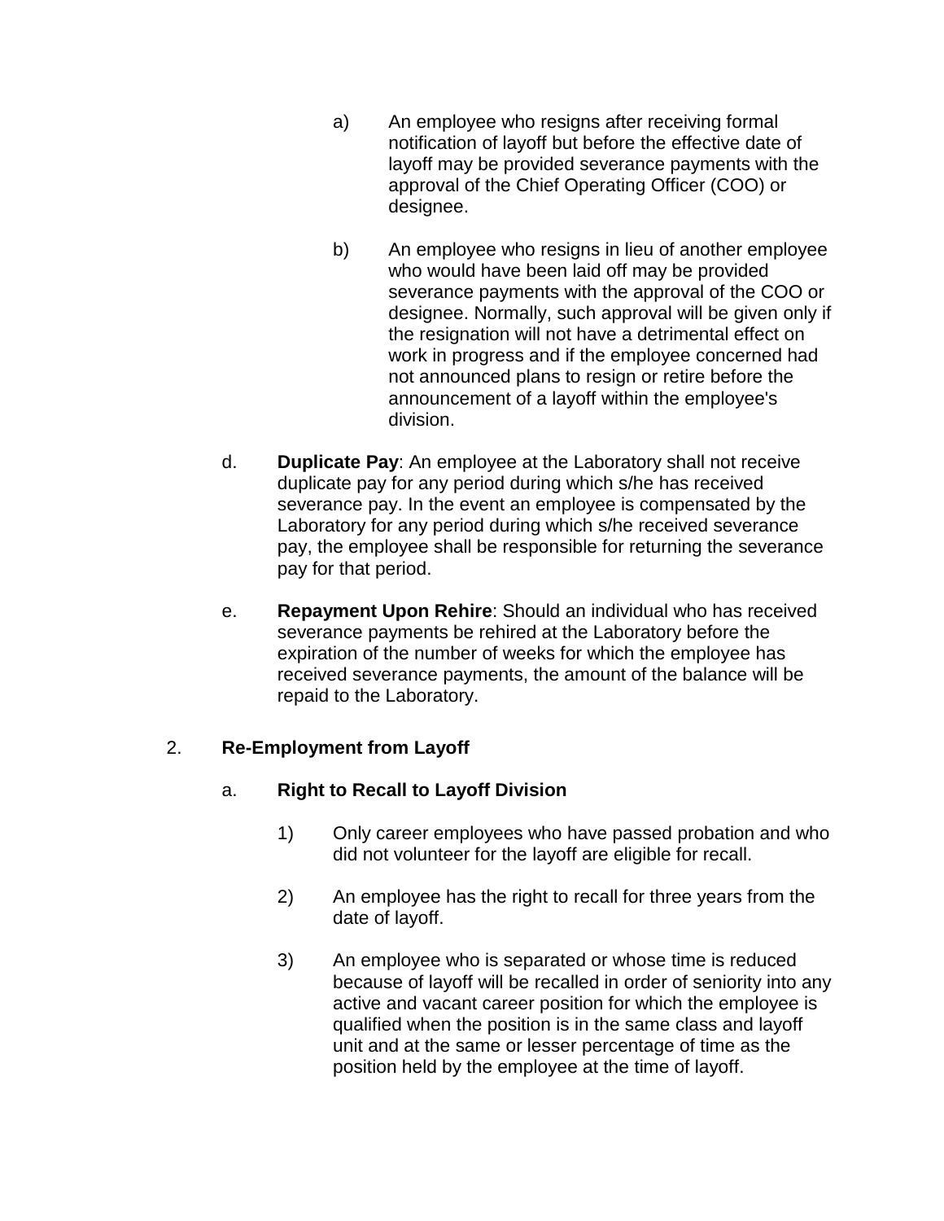a) An employee who resigns after receiving formal notification of layoff but before the effective date of layoff may be provided severance payments with the approval of the Chief Operating Officer (COO) or designee.

b) An employee who resigns in lieu of another employee who would have been laid off may be provided severance payments with the approval of the COO or designee. Normally, such approval will be given only if the resignation will not have a detrimental effect on work in progress and if the employee concerned had not announced plans to resign or retire before the announcement of a layoff within the employee's division.

d. **Duplicate Pay**: An employee at the Laboratory shall not receive duplicate pay for any period during which s/he has received severance pay. In the event an employee is compensated by the Laboratory for any period during which s/he received severance pay, the employee shall be responsible for returning the severance pay for that period.

e. **Repayment Upon Rehire**: Should an individual who has received severance payments be rehired at the Laboratory before the expiration of the number of weeks for which the employee has received severance payments, the amount of the balance will be repaid to the Laboratory.

2. **Re-Employment from Layoff**

a. **Right to Recall to Layoff Division**

1) Only career employees who have passed probation and who did not volunteer for the layoff are eligible for recall.

2) An employee has the right to recall for three years from the date of layoff.

3) An employee who is separated or whose time is reduced because of layoff will be recalled in order of seniority into any active and vacant career position for which the employee is qualified when the position is in the same class and layoff unit and at the same or lesser percentage of time as the position held by the employee at the time of layoff.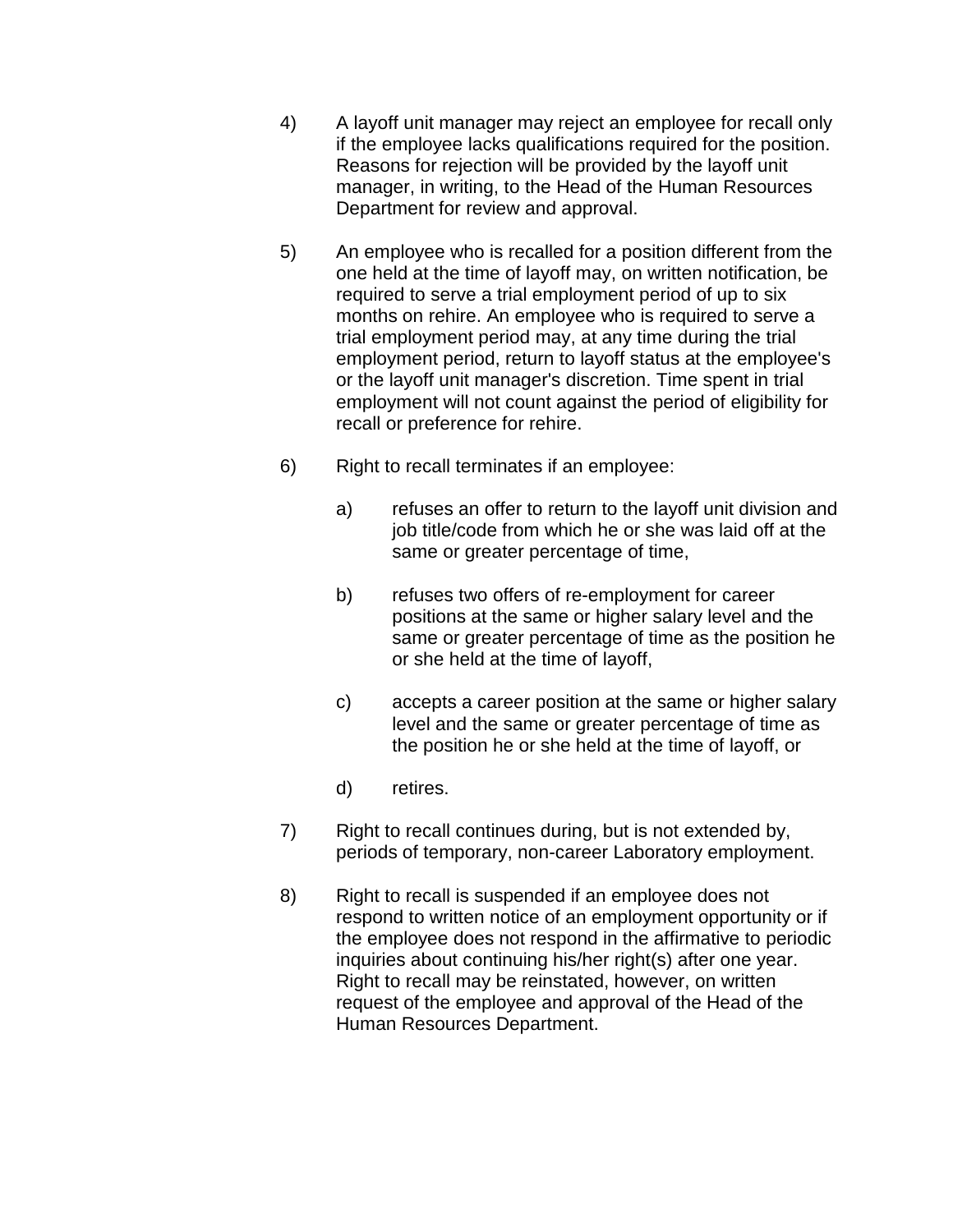4) A layoff unit manager may reject an employee for recall only if the employee lacks qualifications required for the position. Reasons for rejection will be provided by the layoff unit manager, in writing, to the Head of the Human Resources Department for review and approval.

5) An employee who is recalled for a position different from the one held at the time of layoff may, on written notification, be required to serve a trial employment period of up to six months on rehire. An employee who is required to serve a trial employment period may, at any time during the trial employment period, return to layoff status at the employee's or the layoff unit manager's discretion. Time spent in trial employment will not count against the period of eligibility for recall or preference for rehire.

6) Right to recall terminates if an employee:

   a) refuses an offer to return to the layoff unit division and job title/code from which he or she was laid off at the same or greater percentage of time,

   b) refuses two offers of re-employment for career positions at the same or higher salary level and the same or greater percentage of time as the position he or she held at the time of layoff,

   c) accepts a career position at the same or higher salary level and the same or greater percentage of time as the position he or she held at the time of layoff, or

   d) retires.

7) Right to recall continues during, but is not extended by, periods of temporary, non-career Laboratory employment.

8) Right to recall is suspended if an employee does not respond to written notice of an employment opportunity or if the employee does not respond in the affirmative to periodic inquiries about continuing his/her right(s) after one year. Right to recall may be reinstated, however, on written request of the employee and approval of the Head of the Human Resources Department.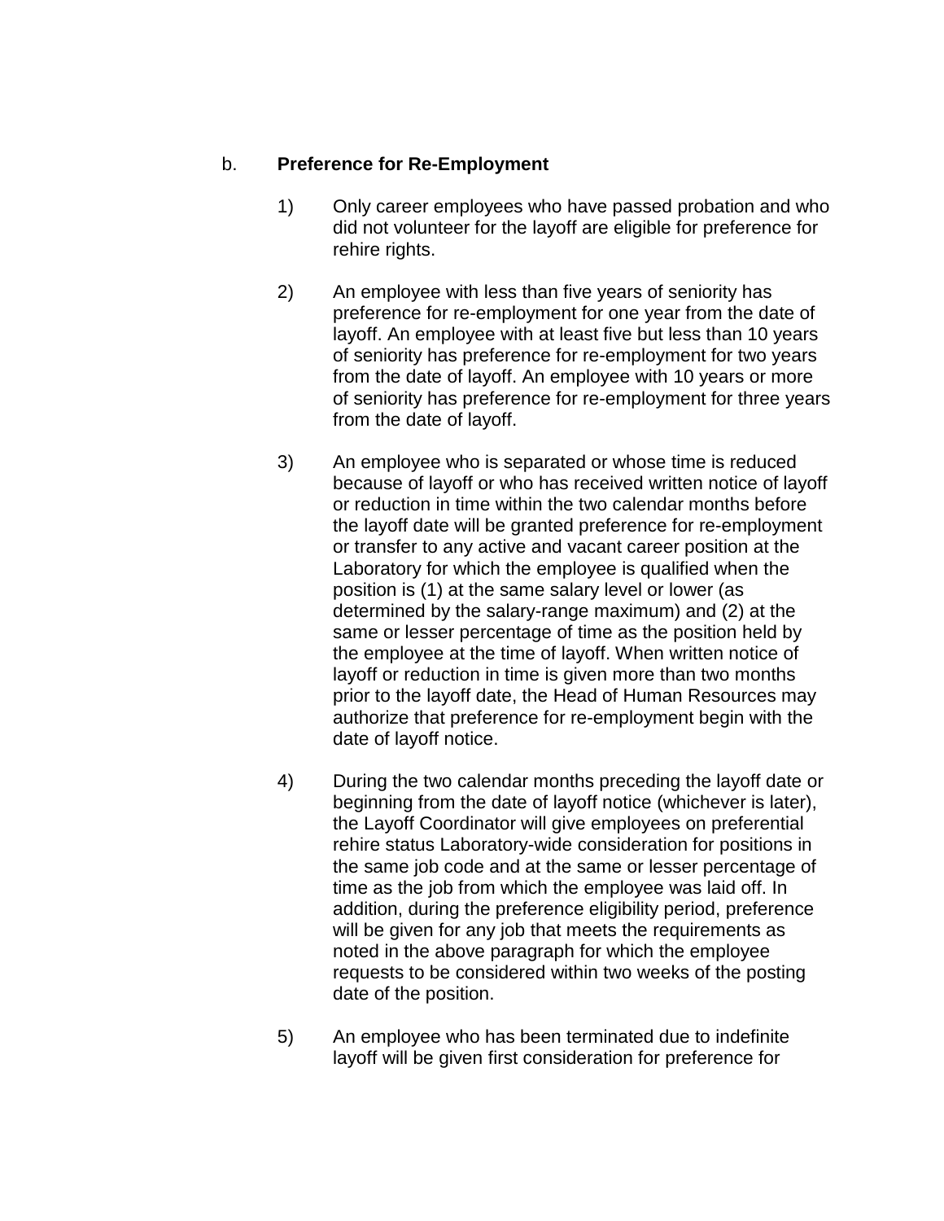b. **Preference for Re-Employment**

1) Only career employees who have passed probation and who did not volunteer for the layoff are eligible for preference for rehire rights.

2) An employee with less than five years of seniority has preference for re-employment for one year from the date of layoff. An employee with at least five but less than 10 years of seniority has preference for re-employment for two years from the date of layoff. An employee with 10 years or more of seniority has preference for re-employment for three years from the date of layoff.

3) An employee who is separated or whose time is reduced because of layoff or who has received written notice of layoff or reduction in time within the two calendar months before the layoff date will be granted preference for re-employment or transfer to any active and vacant career position at the Laboratory for which the employee is qualified when the position is (1) at the same salary level or lower (as determined by the salary-range maximum) and (2) at the same or lesser percentage of time as the position held by the employee at the time of layoff. When written notice of layoff or reduction in time is given more than two months prior to the layoff date, the Head of Human Resources may authorize that preference for re-employment begin with the date of layoff notice.

4) During the two calendar months preceding the layoff date or beginning from the date of layoff notice (whichever is later), the Layoff Coordinator will give employees on preferential rehire status Laboratory-wide consideration for positions in the same job code and at the same or lesser percentage of time as the job from which the employee was laid off. In addition, during the preference eligibility period, preference will be given for any job that meets the requirements as noted in the above paragraph for which the employee requests to be considered within two weeks of the posting date of the position.

5) An employee who has been terminated due to indefinite layoff will be given first consideration for preference for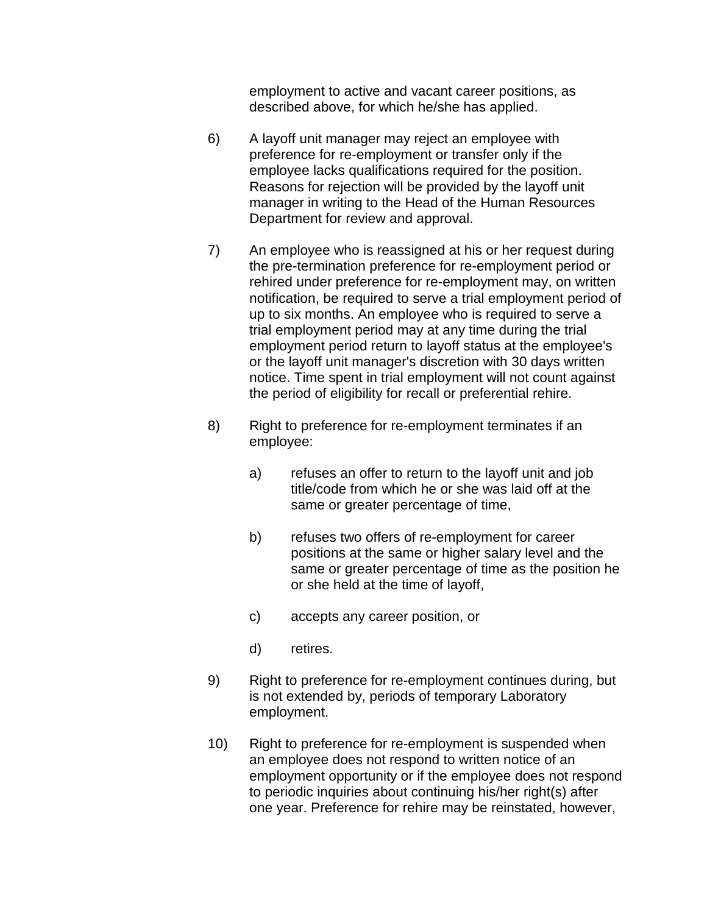employment to active and vacant career positions, as described above, for which he/she has applied.

6) A layoff unit manager may reject an employee with preference for re-employment or transfer only if the employee lacks qualifications required for the position. Reasons for rejection will be provided by the layoff unit manager in writing to the Head of the Human Resources Department for review and approval.

7) An employee who is reassigned at his or her request during the pre-termination preference for re-employment period or rehired under preference for re-employment may, on written notification, be required to serve a trial employment period of up to six months. An employee who is required to serve a trial employment period may at any time during the trial employment period return to layoff status at the employee's or the layoff unit manager's discretion with 30 days written notice. Time spent in trial employment will not count against the period of eligibility for recall or preferential rehire.

8) Right to preference for re-employment terminates if an employee:

   a) refuses an offer to return to the layoff unit and job title/code from which he or she was laid off at the same or greater percentage of time,

   b) refuses two offers of re-employment for career positions at the same or higher salary level and the same or greater percentage of time as the position he or she held at the time of layoff,

   c) accepts any career position, or

   d) retires.

9) Right to preference for re-employment continues during, but is not extended by, periods of temporary Laboratory employment.

10) Right to preference for re-employment is suspended when an employee does not respond to written notice of an employment opportunity or if the employee does not respond to periodic inquiries about continuing his/her right(s) after one year. Preference for rehire may be reinstated, however,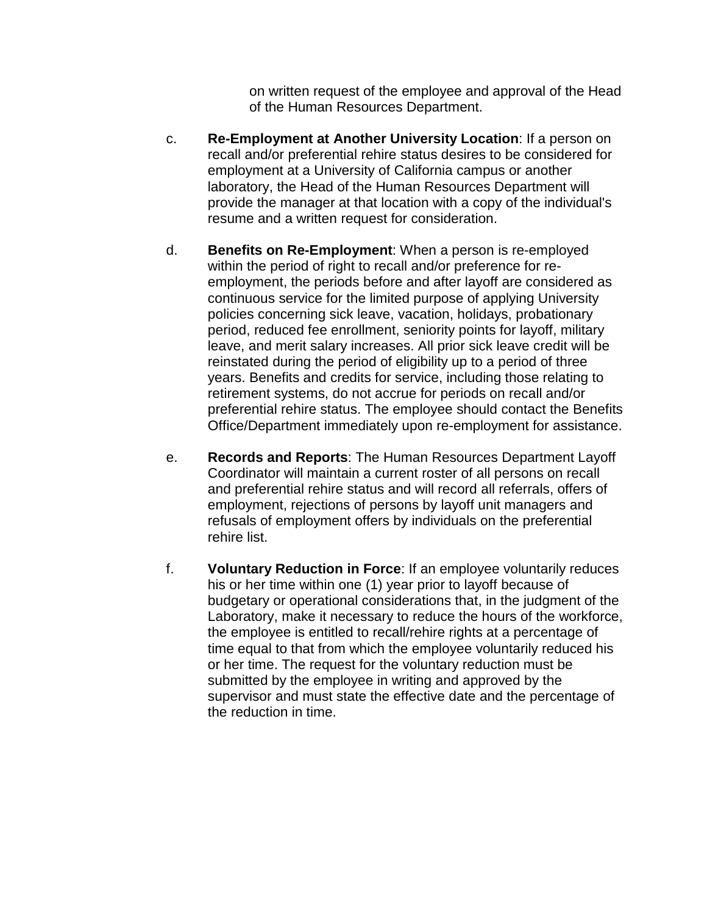on written request of the employee and approval of the Head of the Human Resources Department.

c. **Re-Employment at Another University Location**: If a person on recall and/or preferential rehire status desires to be considered for employment at a University of California campus or another laboratory, the Head of the Human Resources Department will provide the manager at that location with a copy of the individual's resume and a written request for consideration.

d. **Benefits on Re-Employment**: When a person is re-employed within the period of right to recall and/or preference for re-employment, the periods before and after layoff are considered as continuous service for the limited purpose of applying University policies concerning sick leave, vacation, holidays, probationary period, reduced fee enrollment, seniority points for layoff, military leave, and merit salary increases. All prior sick leave credit will be reinstated during the period of eligibility up to a period of three years. Benefits and credits for service, including those relating to retirement systems, do not accrue for periods on recall and/or preferential rehire status. The employee should contact the Benefits Office/Department immediately upon re-employment for assistance.

e. **Records and Reports**: The Human Resources Department Layoff Coordinator will maintain a current roster of all persons on recall and preferential rehire status and will record all referrals, offers of employment, rejections of persons by layoff unit managers and refusals of employment offers by individuals on the preferential rehire list.

f. **Voluntary Reduction in Force**: If an employee voluntarily reduces his or her time within one (1) year prior to layoff because of budgetary or operational considerations that, in the judgment of the Laboratory, make it necessary to reduce the hours of the workforce, the employee is entitled to recall/rehire rights at a percentage of time equal to that from which the employee voluntarily reduced his or her time. The request for the voluntary reduction must be submitted by the employee in writing and approved by the supervisor and must state the effective date and the percentage of the reduction in time.